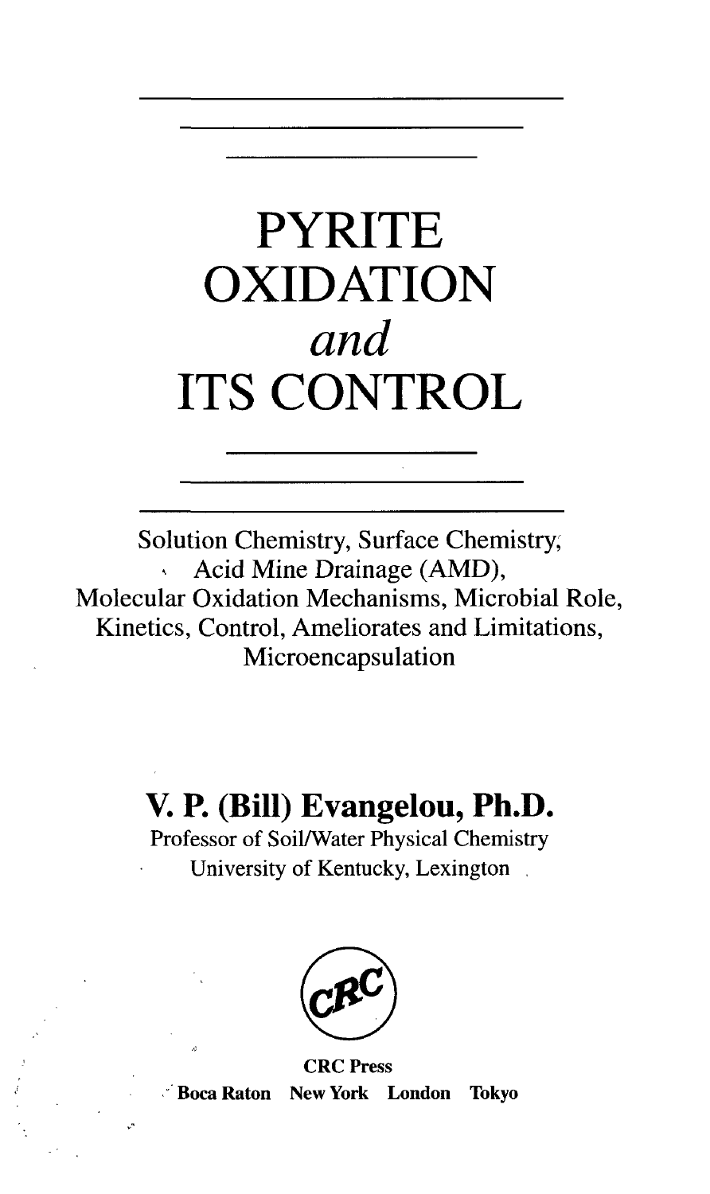# PYRITE OXIDATION *and* ITS CONTROL

Solution Chemistry, Surface Chemistry, Acid Mine Drainage (AMD), Molecular Oxidation Mechanisms, Microbial Role, Kinetics, Control, Ameliorates and Limitations, Microencapsulation

**V. P. (Bill) Evangelou, Ph.D.**

Professor of Soil/Water Physical Chemistry
University of Kentucky, Lexington

CRC

**CRC Press**

**Boca Raton New York London Tokyo**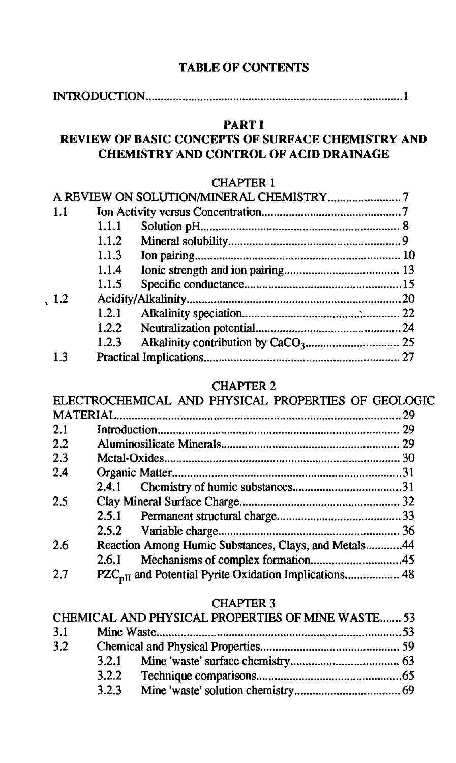# TABLE OF CONTENTS

INTRODUCTION....................................................................................1

## PART I

## REVIEW OF BASIC CONCEPTS OF SURFACE CHEMISTRY AND CHEMISTRY AND CONTROL OF ACID DRAINAGE

### CHAPTER 1

A REVIEW ON SOLUTION/MINERAL CHEMISTRY........................7

| | | | |
|---|---|---|---|
| 1.1 | | Ion Activity versus Concentration | 7 |
| | 1.1.1 | Solution pH | 8 |
| | 1.1.2 | Mineral solubility | 9 |
| | 1.1.3 | Ion pairing | 10 |
| | 1.1.4 | Ionic strength and ion pairing | 13 |
| | 1.1.5 | Specific conductance | 15 |
| 1.2 | | Acidity/Alkalinity | 20 |
| | 1.2.1 | Alkalinity speciation | 22 |
| | 1.2.2 | Neutralization potential | 24 |
| | 1.2.3 | Alkalinity contribution by $CaCO_3$ | 25 |
| 1.3 | | Practical Implications | 27 |

### CHAPTER 2

ELECTROCHEMICAL AND PHYSICAL PROPERTIES OF GEOLOGIC MATERIAL.............................................................................................29

| | | | |
|---|---|---|---|
| 2.1 | | Introduction | 29 |
| 2.2 | | Aluminosilicate Minerals | 29 |
| 2.3 | | Metal-Oxides | 30 |
| 2.4 | | Organic Matter | 31 |
| | 2.4.1 | Chemistry of humic substances | 31 |
| 2.5 | | Clay Mineral Surface Charge | 32 |
| | 2.5.1 | Permanent structural charge | 33 |
| | 2.5.2 | Variable charge | 36 |
| 2.6 | | Reaction Among Humic Substances, Clays, and Metals | 44 |
| | 2.6.1 | Mechanisms of complex formation | 45 |
| 2.7 | | $PZC_{pH}$ and Potential Pyrite Oxidation Implications | 48 |

### CHAPTER 3

CHEMICAL AND PHYSICAL PROPERTIES OF MINE WASTE.......53

| | | | |
|---|---|---|---|
| 3.1 | | Mine Waste | 53 |
| 3.2 | | Chemical and Physical Properties | 59 |
| | 3.2.1 | Mine 'waste' surface chemistry | 63 |
| | 3.2.2 | Technique comparisons | 65 |
| | 3.2.3 | Mine 'waste' solution chemistry | 69 |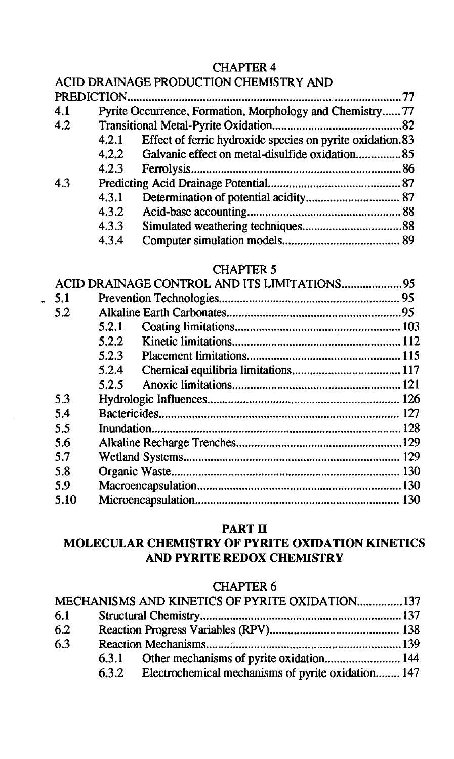## CHAPTER 4

| | | | |
|---|---|---|---|
| ACID DRAINAGE PRODUCTION CHEMISTRY AND PREDICTION | | | 77 |
| 4.1 | Pyrite Occurrence, Formation, Morphology and Chemistry | | 77 |
| 4.2 | Transitional Metal-Pyrite Oxidation | | 82 |
| | 4.2.1 | Effect of ferric hydroxide species on pyrite oxidation | 83 |
| | 4.2.2 | Galvanic effect on metal-disulfide oxidation | 85 |
| | 4.2.3 | Ferrolysis | 86 |
| 4.3 | Predicting Acid Drainage Potential | | 87 |
| | 4.3.1 | Determination of potential acidity | 87 |
| | 4.3.2 | Acid-base accounting | 88 |
| | 4.3.3 | Simulated weathering techniques | 88 |
| | 4.3.4 | Computer simulation models | 89 |

## CHAPTER 5

| | | | |
|---|---|---|---|
| ACID DRAINAGE CONTROL AND ITS LIMITATIONS | | | 95 |
| 5.1 | Prevention Technologies | | 95 |
| 5.2 | Alkaline Earth Carbonates | | 95 |
| | 5.2.1 | Coating limitations | 103 |
| | 5.2.2 | Kinetic limitations | 112 |
| | 5.2.3 | Placement limitations | 115 |
| | 5.2.4 | Chemical equilibria limitations | 117 |
| | 5.2.5 | Anoxic limitations | 121 |
| 5.3 | Hydrologic Influences | | 126 |
| 5.4 | Bactericides | | 127 |
| 5.5 | Inundation | | 128 |
| 5.6 | Alkaline Recharge Trenches | | 129 |
| 5.7 | Wetland Systems | | 129 |
| 5.8 | Organic Waste | | 130 |
| 5.9 | Macroencapsulation | | 130 |
| 5.10 | Microencapsulation | | 130 |

# PART II
# MOLECULAR CHEMISTRY OF PYRITE OXIDATION KINETICS AND PYRITE REDOX CHEMISTRY

## CHAPTER 6

| | | | |
|---|---|---|---|
| MECHANISMS AND KINETICS OF PYRITE OXIDATION | | | 137 |
| 6.1 | Structural Chemistry | | 137 |
| 6.2 | Reaction Progress Variables (RPV) | | 138 |
| 6.3 | Reaction Mechanisms | | 139 |
| | 6.3.1 | Other mechanisms of pyrite oxidation | 144 |
| | 6.3.2 | Electrochemical mechanisms of pyrite oxidation | 147 |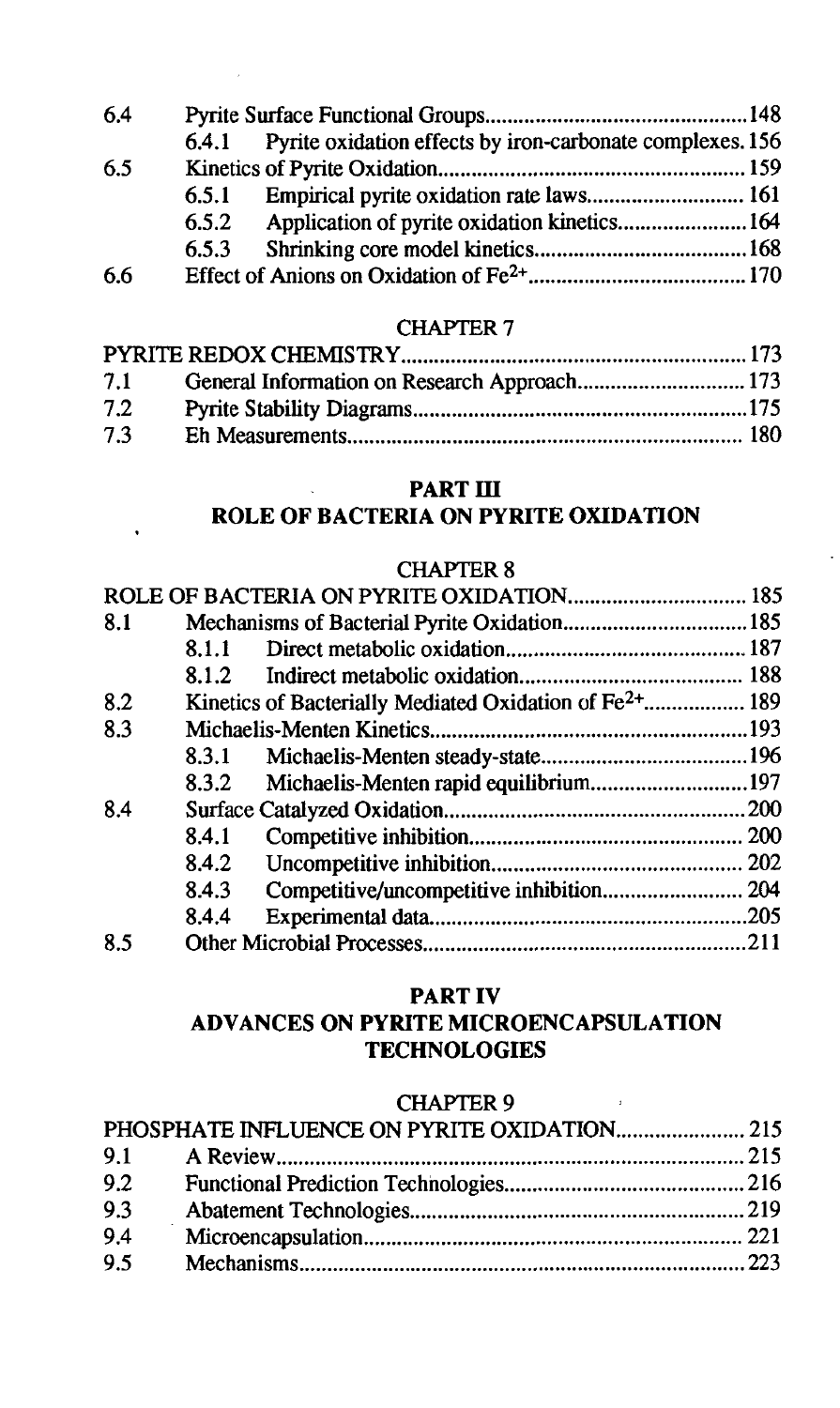| | | | |
|---|---|---|---|
| 6.4 | | Pyrite Surface Functional Groups | 148 |
| | 6.4.1 | Pyrite oxidation effects by iron-carbonate complexes | 156 |
| 6.5 | | Kinetics of Pyrite Oxidation | 159 |
| | 6.5.1 | Empirical pyrite oxidation rate laws | 161 |
| | 6.5.2 | Application of pyrite oxidation kinetics | 164 |
| | 6.5.3 | Shrinking core model kinetics | 168 |
| 6.6 | | Effect of Anions on Oxidation of $Fe^{2+}$ | 170 |

## CHAPTER 7

| | | |
|---|---|---|
| PYRITE REDOX CHEMISTRY | | 173 |
| 7.1 | General Information on Research Approach | 173 |
| 7.2 | Pyrite Stability Diagrams | 175 |
| 7.3 | Eh Measurements | 180 |

# PART III
# ROLE OF BACTERIA ON PYRITE OXIDATION

## CHAPTER 8

| | | | |
|---|---|---|---|
| ROLE OF BACTERIA ON PYRITE OXIDATION | | | 185 |
| 8.1 | | Mechanisms of Bacterial Pyrite Oxidation | 185 |
| | 8.1.1 | Direct metabolic oxidation | 187 |
| | 8.1.2 | Indirect metabolic oxidation | 188 |
| 8.2 | | Kinetics of Bacterially Mediated Oxidation of $Fe^{2+}$ | 189 |
| 8.3 | | Michaelis-Menten Kinetics | 193 |
| | 8.3.1 | Michaelis-Menten steady-state | 196 |
| | 8.3.2 | Michaelis-Menten rapid equilibrium | 197 |
| 8.4 | | Surface Catalyzed Oxidation | 200 |
| | 8.4.1 | Competitive inhibition | 200 |
| | 8.4.2 | Uncompetitive inhibition | 202 |
| | 8.4.3 | Competitive/uncompetitive inhibition | 204 |
| | 8.4.4 | Experimental data | 205 |
| 8.5 | | Other Microbial Processes | 211 |

# PART IV
# ADVANCES ON PYRITE MICROENCAPSULATION TECHNOLOGIES

## CHAPTER 9

| | | |
|---|---|---|
| PHOSPHATE INFLUENCE ON PYRITE OXIDATION | | 215 |
| 9.1 | A Review | 215 |
| 9.2 | Functional Prediction Technologies | 216 |
| 9.3 | Abatement Technologies | 219 |
| 9.4 | Microencapsulation | 221 |
| 9.5 | Mechanisms | 223 |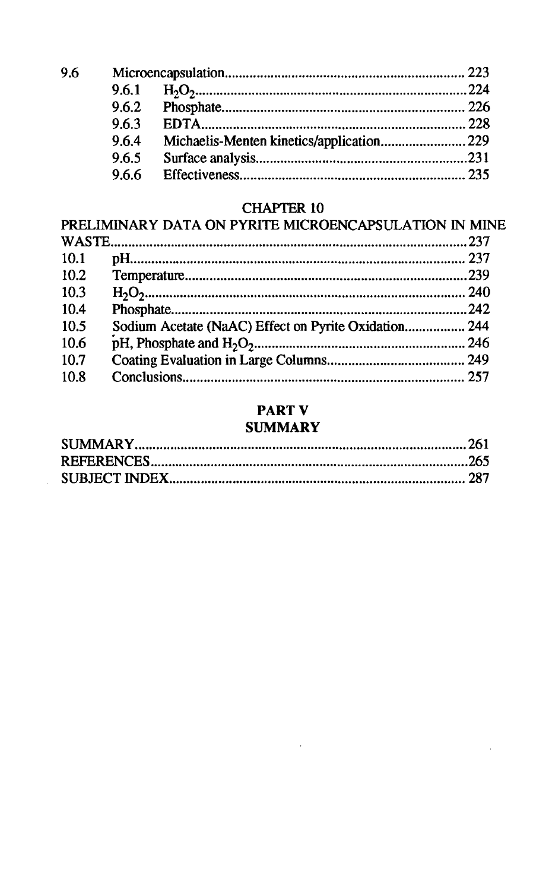9.6 Microencapsulation .................................................................. 223

- 9.6.1 $H_2O_2$ .................................................................. 224
- 9.6.2 Phosphate .................................................................. 226
- 9.6.3 EDTA .................................................................. 228
- 9.6.4 Michaelis-Menten kinetics/application .................................. 229
- 9.6.5 Surface analysis .................................................................. 231
- 9.6.6 Effectiveness .................................................................. 235

## CHAPTER 10

## PRELIMINARY DATA ON PYRITE MICROENCAPSULATION IN MINE WASTE .................................................................. 237

- 10.1 pH .................................................................. 237
- 10.2 Temperature .................................................................. 239
- 10.3 $H_2O_2$ .................................................................. 240
- 10.4 Phosphate .................................................................. 242
- 10.5 Sodium Acetate (NaAC) Effect on Pyrite Oxidation .................. 244
- 10.6 pH, Phosphate and $H_2O_2$ .................................................................. 246
- 10.7 Coating Evaluation in Large Columns .................................. 249
- 10.8 Conclusions .................................................................. 257

# PART V
# SUMMARY

SUMMARY .................................................................. 261

REFERENCES .................................................................. 265

SUBJECT INDEX .................................................................. 287